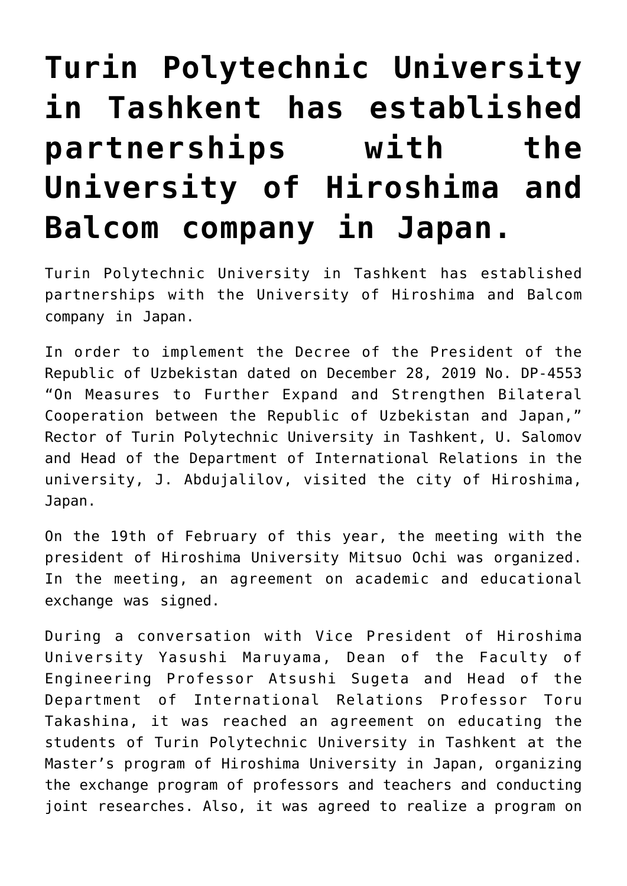# Turin Polytechnic University in Tashkent has established partnerships with the University of Hiroshima and Balcom company in Japan.

Turin Polytechnic University in Tashkent has established partnerships with the University of Hiroshima and Balcom company in Japan.

In order to implement the Decree of the President of the Republic of Uzbekistan dated on December 28, 2019 No. DP-4553 "On Measures to Further Expand and Strengthen Bilateral Cooperation between the Republic of Uzbekistan and Japan," Rector of Turin Polytechnic University in Tashkent, U. Salomov and Head of the Department of International Relations in the university, J. Abdujalilov, visited the city of Hiroshima, Japan.

On the 19th of February of this year, the meeting with the president of Hiroshima University Mitsuo Ochi was organized. In the meeting, an agreement on academic and educational exchange was signed.

During a conversation with Vice President of Hiroshima University Yasushi Maruyama, Dean of the Faculty of Engineering Professor Atsushi Sugeta and Head of the Department of International Relations Professor Toru Takashina, it was reached an agreement on educating the students of Turin Polytechnic University in Tashkent at the Master's program of Hiroshima University in Japan, organizing the exchange program of professors and teachers and conducting joint researches. Also, it was agreed to realize a program on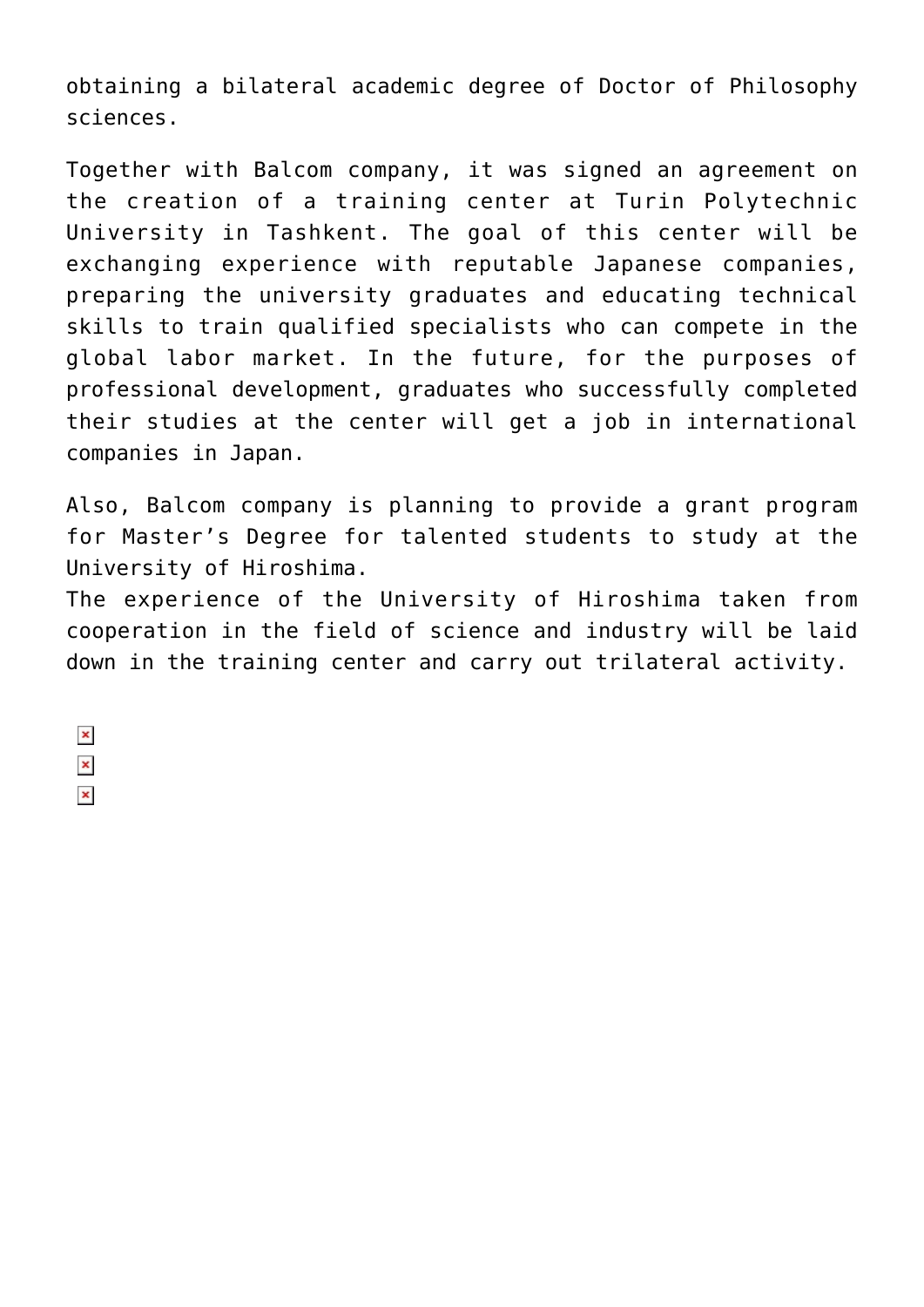obtaining a bilateral academic degree of Doctor of Philosophy sciences.

Together with Balcom company, it was signed an agreement on the creation of a training center at Turin Polytechnic University in Tashkent. The goal of this center will be exchanging experience with reputable Japanese companies, preparing the university graduates and educating technical skills to train qualified specialists who can compete in the global labor market. In the future, for the purposes of professional development, graduates who successfully completed their studies at the center will get a job in international companies in Japan.

Also, Balcom company is planning to provide a grant program for Master's Degree for talented students to study at the University of Hiroshima.
The experience of the University of Hiroshima taken from cooperation in the field of science and industry will be laid down in the training center and carry out trilateral activity.